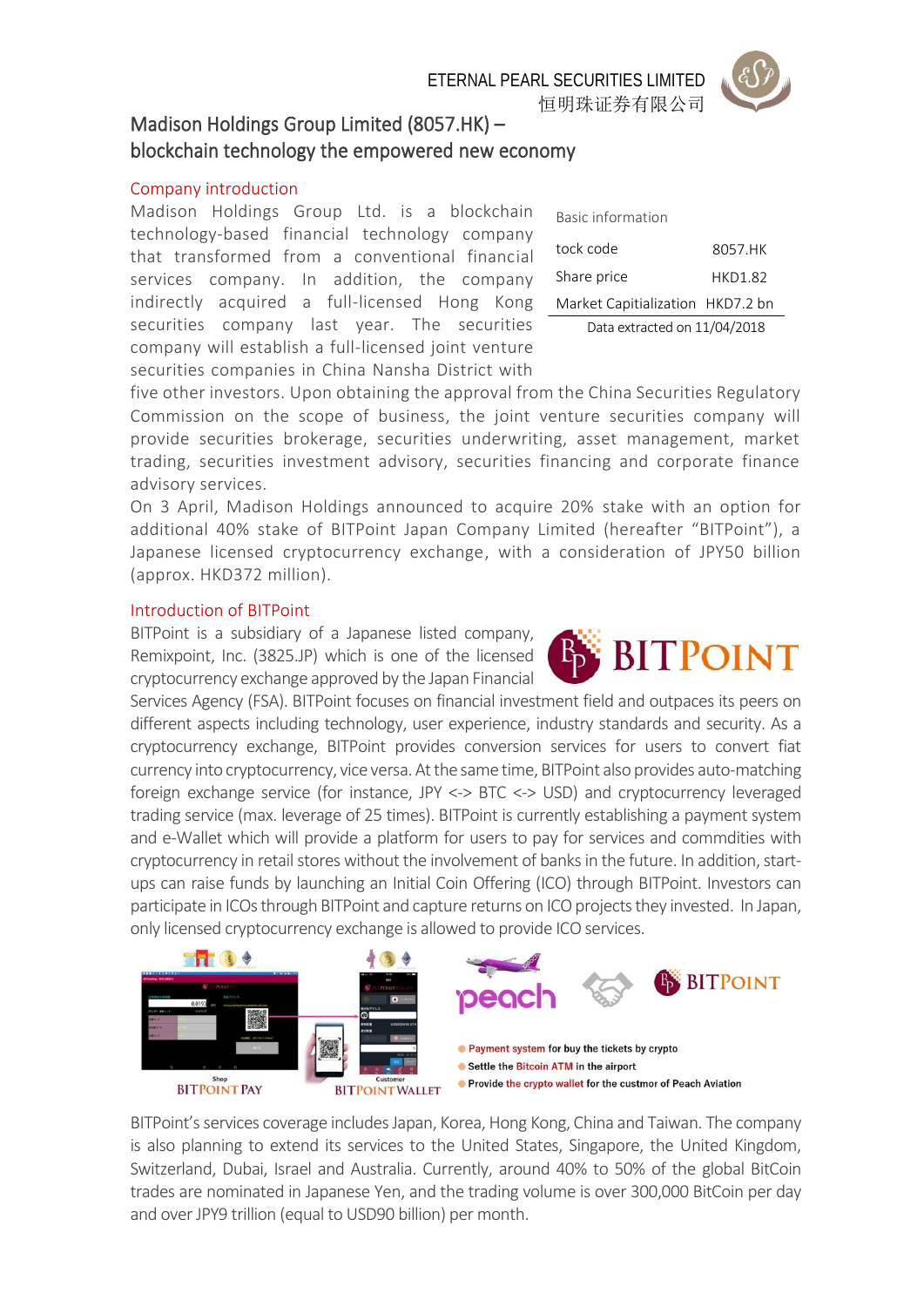ETERNAL PEARL SECURITIES LIMITED
恒明珠证券有限公司

# Madison Holdings Group Limited (8057.HK) – blockchain technology the empowered new economy

## Company introduction

| Basic information | |
|---|---|
| tock code | 8057.HK |
| Share price | HKD1.82 |
| Market Capitialization | HKD7.2 bn |

Data extracted on 11/04/2018

Madison Holdings Group Ltd. is a blockchain technology-based financial technology company that transformed from a conventional financial services company. In addition, the company indirectly acquired a full-licensed Hong Kong securities company last year. The securities company will establish a full-licensed joint venture securities companies in China Nansha District with five other investors. Upon obtaining the approval from the China Securities Regulatory Commission on the scope of business, the joint venture securities company will provide securities brokerage, securities underwriting, asset management, market trading, securities investment advisory, securities financing and corporate finance advisory services.

On 3 April, Madison Holdings announced to acquire 20% stake with an option for additional 40% stake of BITPoint Japan Company Limited (hereafter "BITPoint"), a Japanese licensed cryptocurrency exchange, with a consideration of JPY50 billion (approx. HKD372 million).

## Introduction of BITPoint

BITPoint is a subsidiary of a Japanese listed company, Remixpoint, Inc. (3825.JP) which is one of the licensed cryptocurrency exchange approved by the Japan Financial Services Agency (FSA). BITPoint focuses on financial investment field and outpaces its peers on different aspects including technology, user experience, industry standards and security. As a cryptocurrency exchange, BITPoint provides conversion services for users to convert fiat currency into cryptocurrency, vice versa. At the same time, BITPoint also provides auto-matching foreign exchange service (for instance, JPY <-> BTC <-> USD) and cryptocurrency leveraged trading service (max. leverage of 25 times). BITPoint is currently establishing a payment system and e-Wallet which will provide a platform for users to pay for services and commdities with cryptocurrency in retail stores without the involvement of banks in the future. In addition, start-ups can raise funds by launching an Initial Coin Offering (ICO) through BITPoint. Investors can participate in ICOs through BITPoint and capture returns on ICO projects they invested. In Japan, only licensed cryptocurrency exchange is allowed to provide ICO services.

- Payment system for buy the tickets by crypto
- Settle the Bitcoin ATM in the airport
- Provide the crypto wallet for the custmor of Peach Aviation

BITPoint's services coverage includes Japan, Korea, Hong Kong, China and Taiwan. The company is also planning to extend its services to the United States, Singapore, the United Kingdom, Switzerland, Dubai, Israel and Australia. Currently, around 40% to 50% of the global BitCoin trades are nominated in Japanese Yen, and the trading volume is over 300,000 BitCoin per day and over JPY9 trillion (equal to USD90 billion) per month.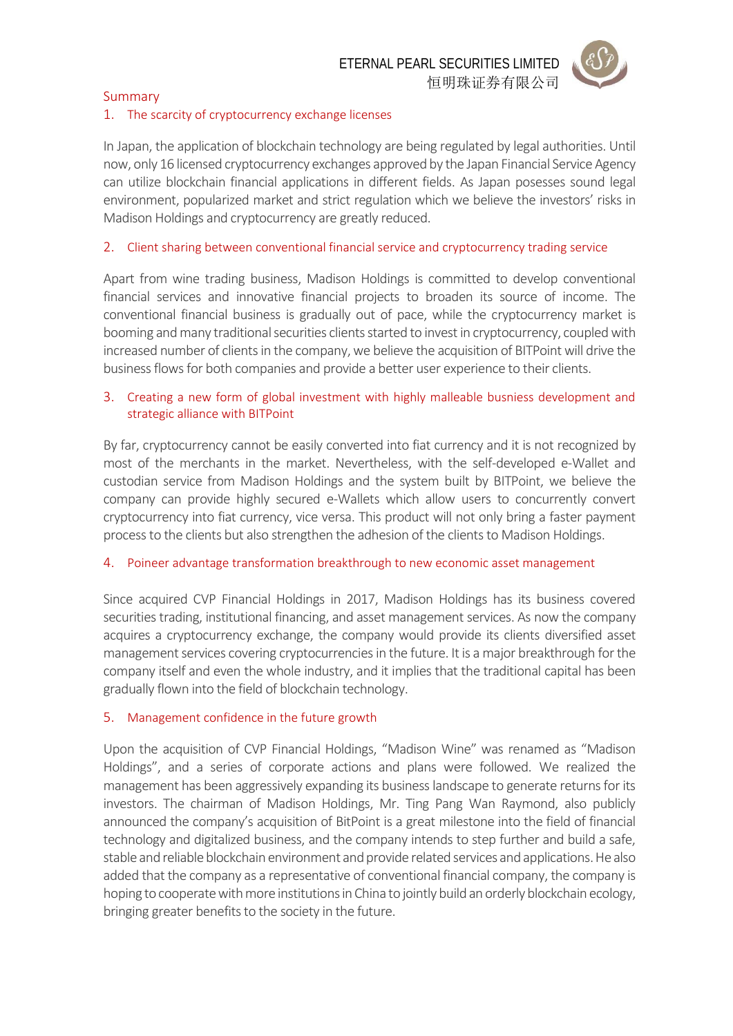## Summary

### 1. The scarcity of cryptocurrency exchange licenses

In Japan, the application of blockchain technology are being regulated by legal authorities. Until now, only 16 licensed cryptocurrency exchanges approved by the Japan Financial Service Agency can utilize blockchain financial applications in different fields. As Japan posesses sound legal environment, popularized market and strict regulation which we believe the investors' risks in Madison Holdings and cryptocurrency are greatly reduced.

### 2. Client sharing between conventional financial service and cryptocurrency trading service

Apart from wine trading business, Madison Holdings is committed to develop conventional financial services and innovative financial projects to broaden its source of income. The conventional financial business is gradually out of pace, while the cryptocurrency market is booming and many traditional securities clients started to invest in cryptocurrency, coupled with increased number of clients in the company, we believe the acquisition of BITPoint will drive the business flows for both companies and provide a better user experience to their clients.

### 3. Creating a new form of global investment with highly malleable busnies development and strategic alliance with BITPoint

By far, cryptocurrency cannot be easily converted into fiat currency and it is not recognized by most of the merchants in the market. Nevertheless, with the self-developed e-Wallet and custodian service from Madison Holdings and the system built by BITPoint, we believe the company can provide highly secured e-Wallets which allow users to concurrently convert cryptocurrency into fiat currency, vice versa. This product will not only bring a faster payment process to the clients but also strengthen the adhesion of the clients to Madison Holdings.

### 4. Poineer advantage transformation breakthrough to new economic asset management

Since acquired CVP Financial Holdings in 2017, Madison Holdings has its business covered securities trading, institutional financing, and asset management services. As now the company acquires a cryptocurrency exchange, the company would provide its clients diversified asset management services covering cryptocurrencies in the future. It is a major breakthrough for the company itself and even the whole industry, and it implies that the traditional capital has been gradually flown into the field of blockchain technology.

### 5. Management confidence in the future growth

Upon the acquisition of CVP Financial Holdings, "Madison Wine" was renamed as "Madison Holdings", and a series of corporate actions and plans were followed. We realized the management has been aggressively expanding its business landscape to generate returns for its investors. The chairman of Madison Holdings, Mr. Ting Pang Wan Raymond, also publicly announced the company's acquisition of BitPoint is a great milestone into the field of financial technology and digitalized business, and the company intends to step further and build a safe, stable and reliable blockchain environment and provide related services and applications. He also added that the company as a representative of conventional financial company, the company is hoping to cooperate with more institutions in China to jointly build an orderly blockchain ecology, bringing greater benefits to the society in the future.